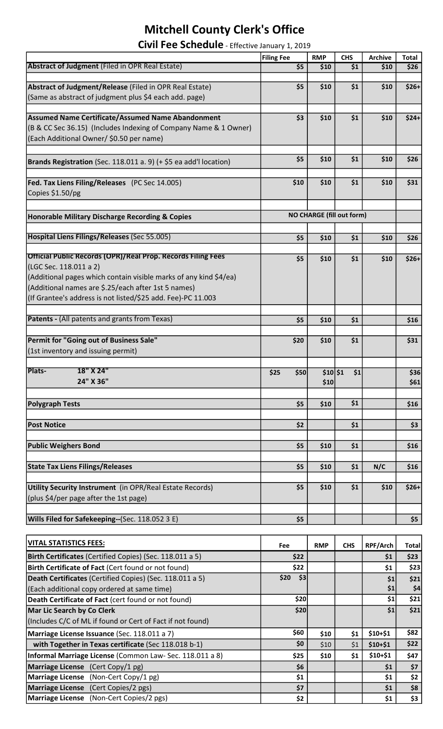# Mitchell County Clerk's Office

## Civil Fee Schedule - Effective January 1, 2019

| | Filing Fee | RMP | CHS | Archive | Total |
|---|---|---|---|---|---|
| **Abstract of Judgment** (Filed in OPR Real Estate) | $5 | $10 | $1 | $10 | $26 |
| **Abstract of Judgment/Release** (Filed in OPR Real Estate)<br>(Same as abstract of judgment plus $4 each add. page) | $5 | $10 | $1 | $10 | $26+ |
| **Assumed Name Certificate/Assumed Name Abandonment**<br>(B & CC Sec 36.15) (Includes Indexing of Company Name & 1 Owner)<br>(Each Additional Owner/ $0.50 per name) | $3 | $10 | $1 | $10 | $24+ |
| **Brands Registration** (Sec. 118.011 a. 9) (+ $5 ea add'l location) | $5 | $10 | $1 | $10 | $26 |
| **Fed. Tax Liens Filing/Releases** (PC Sec 14.005)<br>Copies $1.50/pg | $10 | $10 | $1 | $10 | $31 |
| **Honorable Military Discharge Recording & Copies** | NO CHARGE (fill out form) | | | | |
| **Hospital Liens Filings/Releases** (Sec 55.005) | $5 | $10 | $1 | $10 | $26 |
| **Official Public Records (OPR)/Real Prop. Records Filing Fees**<br>(LGC Sec. 118.011 a 2)<br>(Additional pages which contain visible marks of any kind $4/ea)<br>(Additional names are $.25/each after 1st 5 names)<br>(If Grantee's address is not listed/$25 add. Fee)-PC 11.003 | $5 | $10 | $1 | $10 | $26+ |
| **Patents -** (All patents and grants from Texas) | $5 | $10 | $1 | | $16 |
| **Permit for "Going out of Business Sale"**<br>(1st inventory and issuing permit) | $20 | $10 | $1 | | $31 |
| **Plats-** 18" X 24" | $25 | $10 | $1 | | $36 |
| **Plats-** 24" X 36" | $50 | $10 | $1 | | $61 |
| **Polygraph Tests** | $5 | $10 | $1 | | $16 |
| **Post Notice** | $2 | | $1 | | $3 |
| **Public Weighers Bond** | $5 | $10 | $1 | | $16 |
| **State Tax Liens Filings/Releases** | $5 | $10 | $1 | N/C | $16 |
| **Utility Security Instrument** (in OPR/Real Estate Records)<br>(plus $4/per page after the 1st page) | $5 | $10 | $1 | $10 | $26+ |
| **Wills Filed for Safekeeping**--(Sec. 118.052 3 E) | $5 | | | | $5 |

| VITAL STATISTICS FEES: | Fee | RMP | CHS | RPF/Arch | Total |
|---|---|---|---|---|---|
| **Birth Certificates** (Certified Copies) (Sec. 118.011 a 5) | $22 | | | $1 | $23 |
| **Birth Certificate of Fact** (Cert found or not found) | $22 | | | $1 | $23 |
| **Death Certificates** (Certified Copies) (Sec. 118.011 a 5) | $20 | | | $1 | $21 |
| (Each additional copy ordered at same time) | $3 | | | $1 | $4 |
| **Death Certificate of Fact** (cert found or not found) | $20 | | | $1 | $21 |
| **Mar Lic Search by Co Clerk**<br>(Includes C/C of ML if found or Cert of Fact if not found) | $20 | | | $1 | $21 |
| **Marriage License Issuance** (Sec. 118.011 a 7) | $60 | $10 | $1 | $10+$1 | $82 |
| **with Together in Texas certificate** (Sec 118.018 b-1) | $0 | $10 | $1 | $10+$1 | $22 |
| **Informal Marriage License** (Common Law- Sec. 118.011 a 8) | $25 | $10 | $1 | $10+$1 | $47 |
| **Marriage License** (Cert Copy/1 pg) | $6 | | | $1 | $7 |
| **Marriage License** (Non-Cert Copy/1 pg) | $1 | | | $1 | $2 |
| **Marriage License** (Cert Copies/2 pgs) | $7 | | | $1 | $8 |
| **Marriage License** (Non-Cert Copies/2 pgs) | $2 | | | $1 | $3 |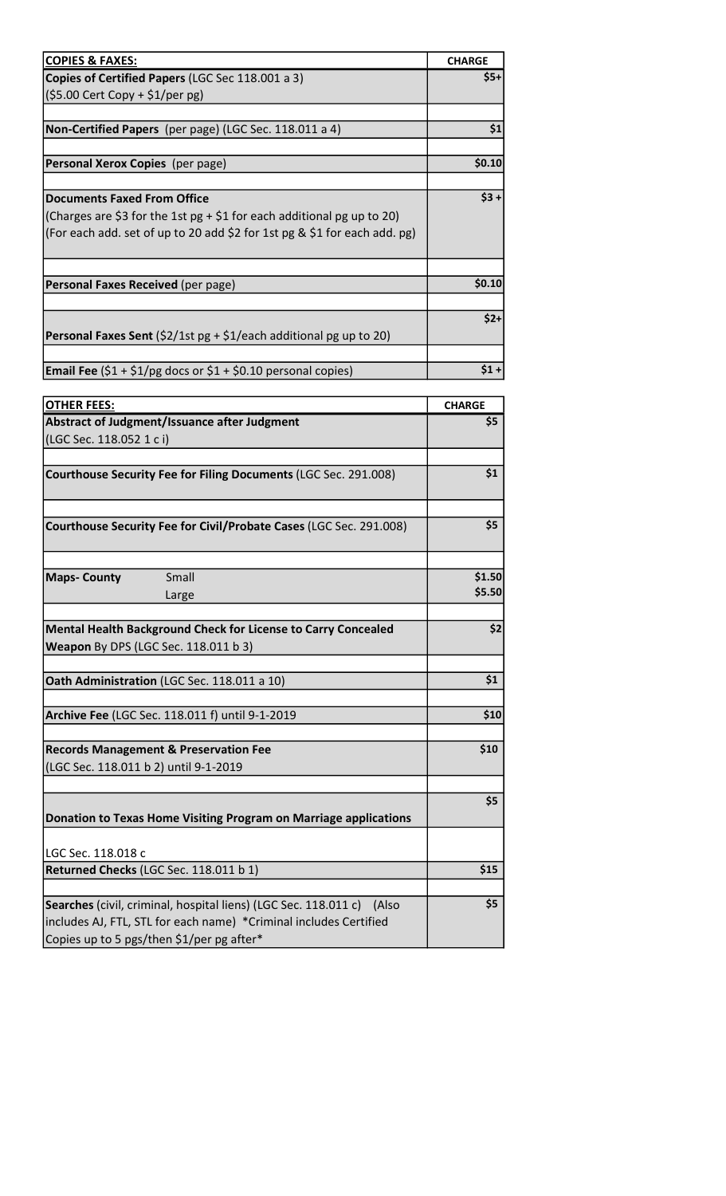| COPIES & FAXES: | CHARGE |
|---|---|
| **Copies of Certified Papers** (LGC Sec 118.001 a 3)<br>($5.00 Cert Copy + $1/per pg) | $5+ |
| | |
| **Non-Certified Papers** (per page) (LGC Sec. 118.011 a 4) | $1 |
| | |
| **Personal Xerox Copies** (per page) | $0.10 |
| | |
| **Documents Faxed From Office**<br>(Charges are $3 for the 1st pg + $1 for each additional pg up to 20)<br>(For each add. set of up to 20 add $2 for 1st pg & $1 for each add. pg) | $3 + |
| | |
| **Personal Faxes Received** (per page) | $0.10 |
| | |
| **Personal Faxes Sent** ($2/1st pg + $1/each additional pg up to 20) | $2+ |
| | |
| **Email Fee** ($1 + $1/pg docs or $1 + $0.10 personal copies) | $1 + |

| OTHER FEES: | | CHARGE |
|---|---|---|
| **Abstract of Judgment/Issuance after Judgment**<br>(LGC Sec. 118.052 1 c i) | | $5 |
| | | |
| **Courthouse Security Fee for Filing Documents** (LGC Sec. 291.008) | | $1 |
| | | |
| **Courthouse Security Fee for Civil/Probate Cases** (LGC Sec. 291.008) | | $5 |
| | | |
| **Maps- County** | Small | $1.50 |
| | Large | $5.50 |
| | | |
| **Mental Health Background Check for License to Carry Concealed Weapon** By DPS (LGC Sec. 118.011 b 3) | | $2 |
| | | |
| **Oath Administration** (LGC Sec. 118.011 a 10) | | $1 |
| | | |
| **Archive Fee** (LGC Sec. 118.011 f) until 9-1-2019 | | $10 |
| | | |
| **Records Management & Preservation Fee**<br>(LGC Sec. 118.011 b 2) until 9-1-2019 | | $10 |
| | | |
| **Donation to Texas Home Visiting Program on Marriage applications** | | $5 |
| LGC Sec. 118.018 c | | |
| **Returned Checks** (LGC Sec. 118.011 b 1) | | $15 |
| | | |
| **Searches** (civil, criminal, hospital liens) (LGC Sec. 118.011 c) (Also includes AJ, FTL, STL for each name) *Criminal includes Certified Copies up to 5 pgs/then $1/per pg after* | | $5 |